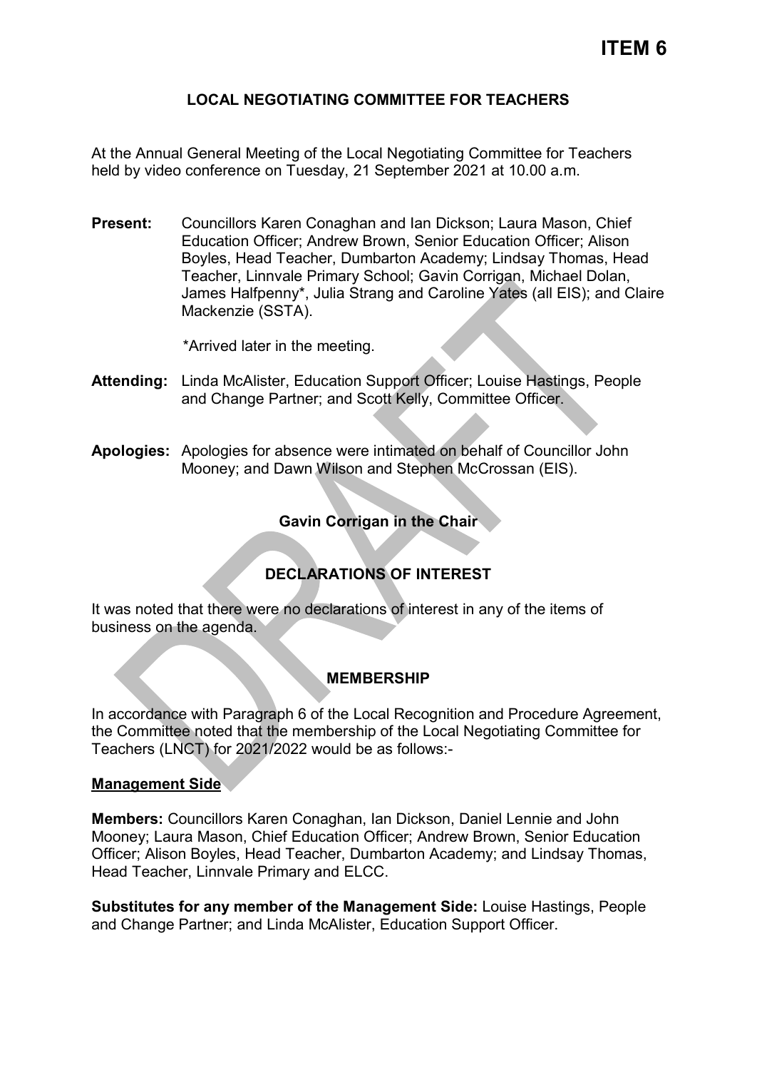# ITEM 6

## LOCAL NEGOTIATING COMMITTEE FOR TEACHERS

At the Annual General Meeting of the Local Negotiating Committee for Teachers held by video conference on Tuesday, 21 September 2021 at 10.00 a.m.

**Present:** Councillors Karen Conaghan and Ian Dickson; Laura Mason, Chief Education Officer; Andrew Brown, Senior Education Officer; Alison Boyles, Head Teacher, Dumbarton Academy; Lindsay Thomas, Head Teacher, Linnvale Primary School; Gavin Corrigan, Michael Dolan, James Halfpenny*, Julia Strang and Caroline Yates (all EIS); and Claire Mackenzie (SSTA).

*Arrived later in the meeting.

**Attending:** Linda McAlister, Education Support Officer; Louise Hastings, People and Change Partner; and Scott Kelly, Committee Officer.

**Apologies:** Apologies for absence were intimated on behalf of Councillor John Mooney; and Dawn Wilson and Stephen McCrossan (EIS).

**Gavin Corrigan in the Chair**

### DECLARATIONS OF INTEREST

It was noted that there were no declarations of interest in any of the items of business on the agenda.

### MEMBERSHIP

In accordance with Paragraph 6 of the Local Recognition and Procedure Agreement, the Committee noted that the membership of the Local Negotiating Committee for Teachers (LNCT) for 2021/2022 would be as follows:-

**Management Side**

**Members:** Councillors Karen Conaghan, Ian Dickson, Daniel Lennie and John Mooney; Laura Mason, Chief Education Officer; Andrew Brown, Senior Education Officer; Alison Boyles, Head Teacher, Dumbarton Academy; and Lindsay Thomas, Head Teacher, Linnvale Primary and ELCC.

**Substitutes for any member of the Management Side:** Louise Hastings, People and Change Partner; and Linda McAlister, Education Support Officer.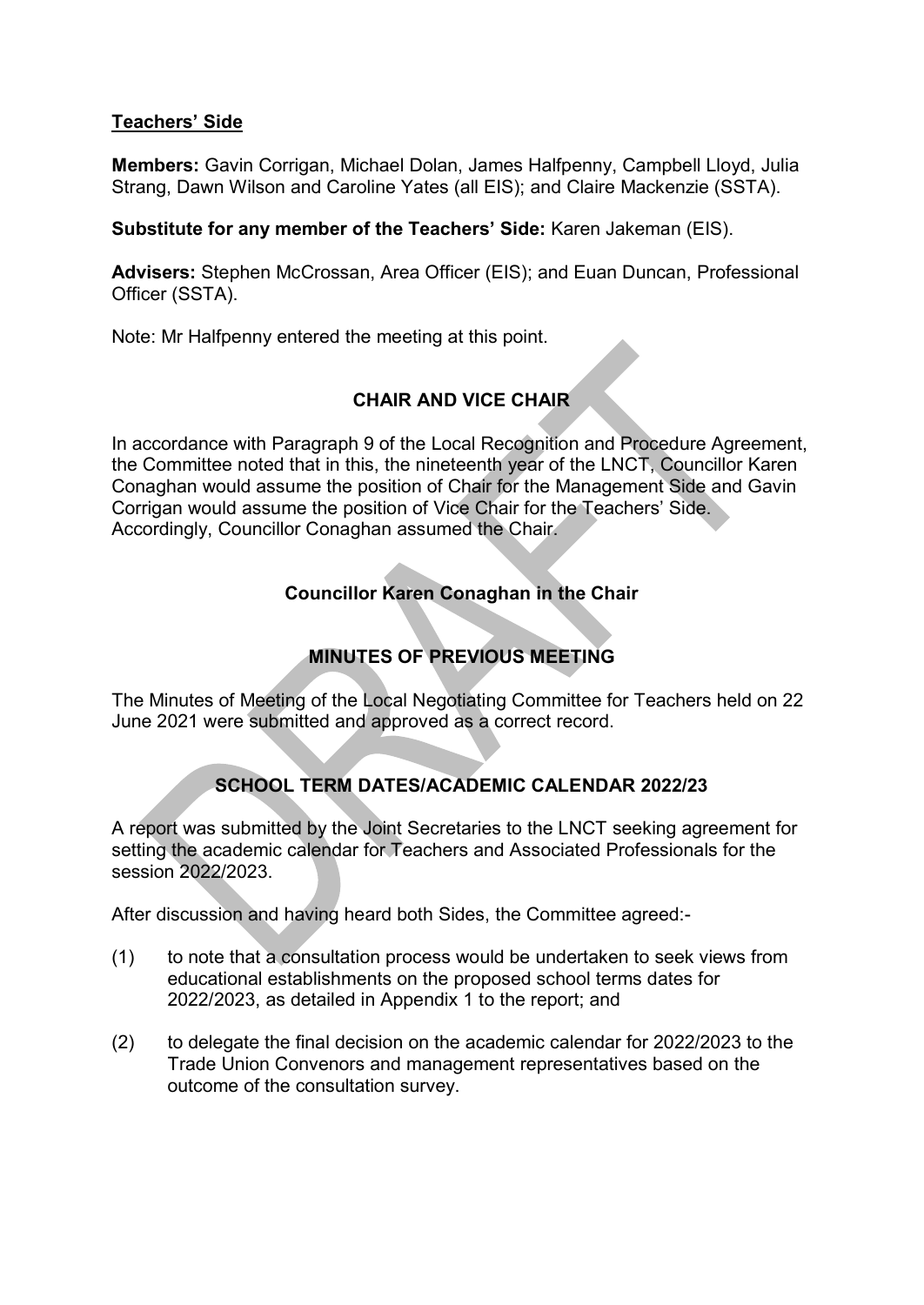**Teachers' Side**

**Members:** Gavin Corrigan, Michael Dolan, James Halfpenny, Campbell Lloyd, Julia Strang, Dawn Wilson and Caroline Yates (all EIS); and Claire Mackenzie (SSTA).

**Substitute for any member of the Teachers' Side:** Karen Jakeman (EIS).

**Advisers:** Stephen McCrossan, Area Officer (EIS); and Euan Duncan, Professional Officer (SSTA).

Note: Mr Halfpenny entered the meeting at this point.

## CHAIR AND VICE CHAIR

In accordance with Paragraph 9 of the Local Recognition and Procedure Agreement, the Committee noted that in this, the nineteenth year of the LNCT, Councillor Karen Conaghan would assume the position of Chair for the Management Side and Gavin Corrigan would assume the position of Vice Chair for the Teachers' Side. Accordingly, Councillor Conaghan assumed the Chair.

## Councillor Karen Conaghan in the Chair

## MINUTES OF PREVIOUS MEETING

The Minutes of Meeting of the Local Negotiating Committee for Teachers held on 22 June 2021 were submitted and approved as a correct record.

## SCHOOL TERM DATES/ACADEMIC CALENDAR 2022/23

A report was submitted by the Joint Secretaries to the LNCT seeking agreement for setting the academic calendar for Teachers and Associated Professionals for the session 2022/2023.

After discussion and having heard both Sides, the Committee agreed:-

(1) to note that a consultation process would be undertaken to seek views from educational establishments on the proposed school terms dates for 2022/2023, as detailed in Appendix 1 to the report; and

(2) to delegate the final decision on the academic calendar for 2022/2023 to the Trade Union Convenors and management representatives based on the outcome of the consultation survey.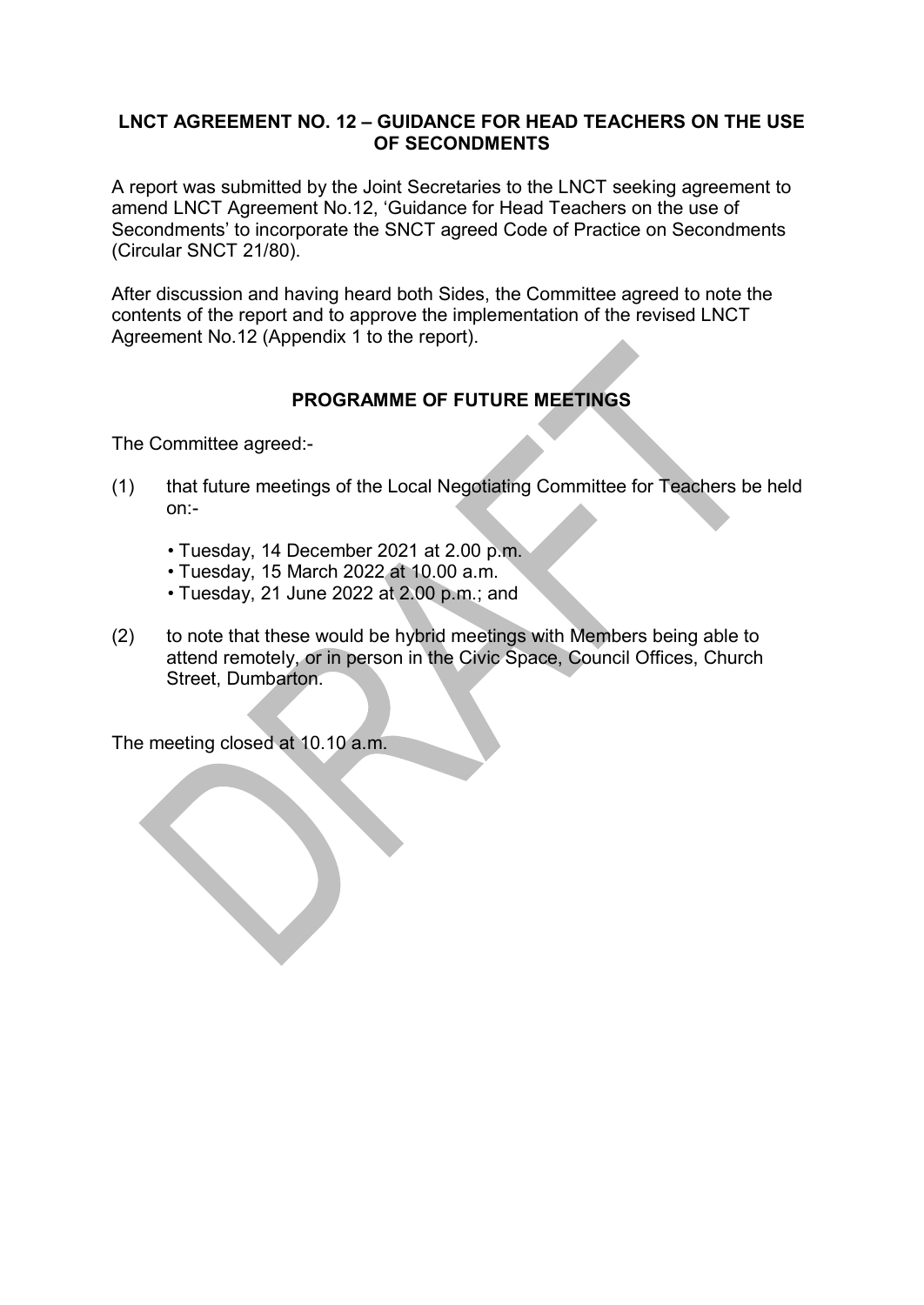## LNCT AGREEMENT NO. 12 – GUIDANCE FOR HEAD TEACHERS ON THE USE OF SECONDMENTS

A report was submitted by the Joint Secretaries to the LNCT seeking agreement to amend LNCT Agreement No.12, 'Guidance for Head Teachers on the use of Secondments' to incorporate the SNCT agreed Code of Practice on Secondments (Circular SNCT 21/80).

After discussion and having heard both Sides, the Committee agreed to note the contents of the report and to approve the implementation of the revised LNCT Agreement No.12 (Appendix 1 to the report).

## PROGRAMME OF FUTURE MEETINGS

The Committee agreed:-

(1) that future meetings of the Local Negotiating Committee for Teachers be held on:-

- Tuesday, 14 December 2021 at 2.00 p.m.
- Tuesday, 15 March 2022 at 10.00 a.m.
- Tuesday, 21 June 2022 at 2.00 p.m.; and

(2) to note that these would be hybrid meetings with Members being able to attend remotely, or in person in the Civic Space, Council Offices, Church Street, Dumbarton.

The meeting closed at 10.10 a.m.